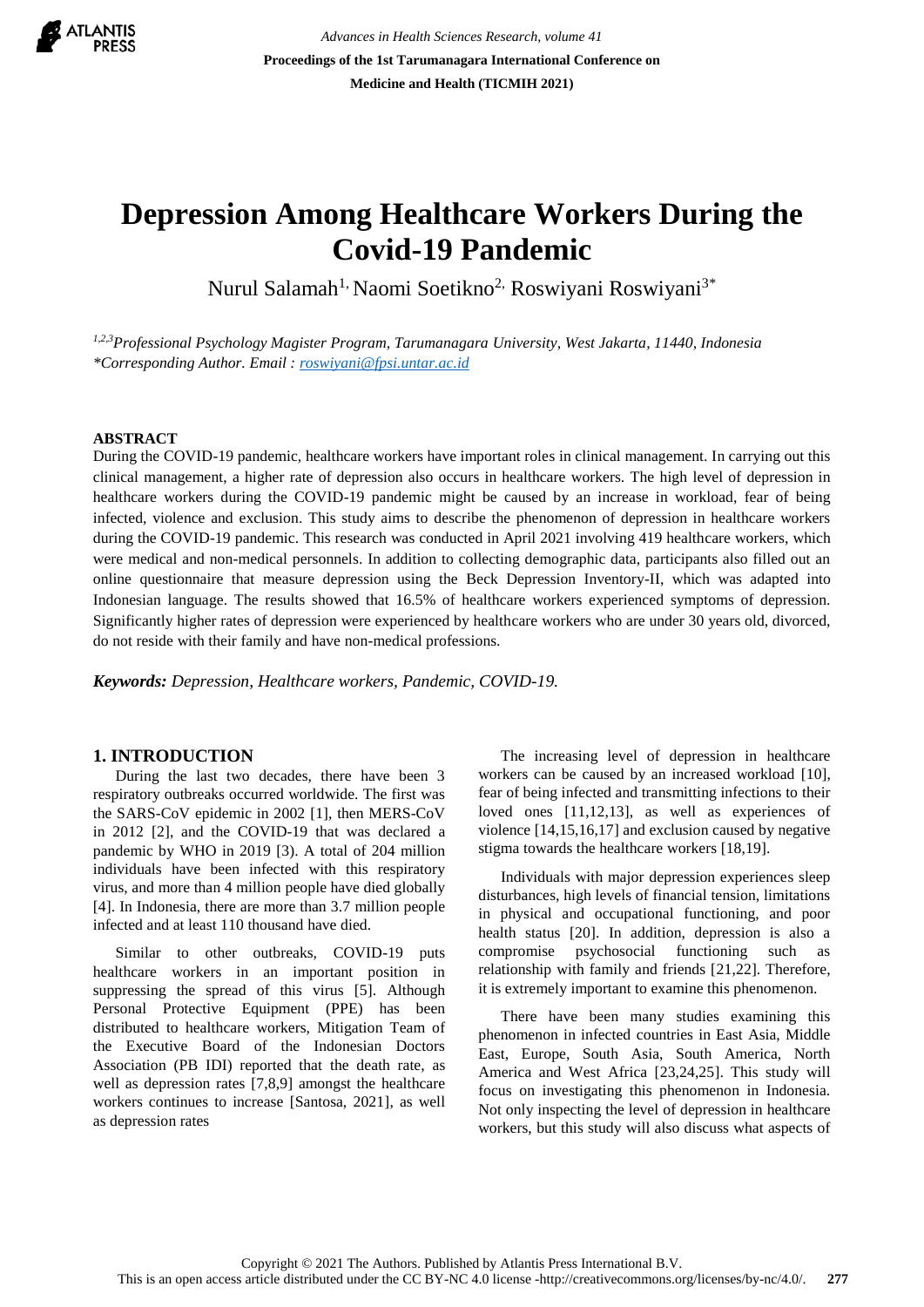# Depression Among Healthcare Workers During the Covid-19 Pandemic

Nurul Salamah[1], Naomi Soetikno[2], Roswiyani Roswiyani[3*]

[1,2,3] *Professional Psychology Magister Program, Tarumanagara University, West Jakarta, 11440, Indonesia*
*\*Corresponding Author. Email : roswiyani@fpsi.untar.ac.id*

## ABSTRACT

During the COVID-19 pandemic, healthcare workers have important roles in clinical management. In carrying out this clinical management, a higher rate of depression also occurs in healthcare workers. The high level of depression in healthcare workers during the COVID-19 pandemic might be caused by an increase in workload, fear of being infected, violence and exclusion. This study aims to describe the phenomenon of depression in healthcare workers during the COVID-19 pandemic. This research was conducted in April 2021 involving 419 healthcare workers, which were medical and non-medical personnels. In addition to collecting demographic data, participants also filled out an online questionnaire that measure depression using the Beck Depression Inventory-II, which was adapted into Indonesian language. The results showed that 16.5% of healthcare workers experienced symptoms of depression. Significantly higher rates of depression were experienced by healthcare workers who are under 30 years old, divorced, do not reside with their family and have non-medical professions.

***Keywords:*** *Depression, Healthcare workers, Pandemic, COVID-19.*

## 1. INTRODUCTION

During the last two decades, there have been 3 respiratory outbreaks occurred worldwide. The first was the SARS-CoV epidemic in 2002 [1], then MERS-CoV in 2012 [2], and the COVID-19 that was declared a pandemic by WHO in 2019 [3]. A total of 204 million individuals have been infected with this respiratory virus, and more than 4 million people have died globally [4]. In Indonesia, there are more than 3.7 million people infected and at least 110 thousand have died.

Similar to other outbreaks, COVID-19 puts healthcare workers in an important position in suppressing the spread of this virus [5]. Although Personal Protective Equipment (PPE) has been distributed to healthcare workers, Mitigation Team of the Executive Board of the Indonesian Doctors Association (PB IDI) reported that the death rate, as well as depression rates [7,8,9] amongst the healthcare workers continues to increase [Santosa, 2021], as well as depression rates

The increasing level of depression in healthcare workers can be caused by an increased workload [10], fear of being infected and transmitting infections to their loved ones [11,12,13], as well as experiences of violence [14,15,16,17] and exclusion caused by negative stigma towards the healthcare workers [18,19].

Individuals with major depression experiences sleep disturbances, high levels of financial tension, limitations in physical and occupational functioning, and poor health status [20]. In addition, depression is also a compromise psychosocial functioning such as relationship with family and friends [21,22]. Therefore, it is extremely important to examine this phenomenon.

There have been many studies examining this phenomenon in infected countries in East Asia, Middle East, Europe, South Asia, South America, North America and West Africa [23,24,25]. This study will focus on investigating this phenomenon in Indonesia. Not only inspecting the level of depression in healthcare workers, but this study will also discuss what aspects of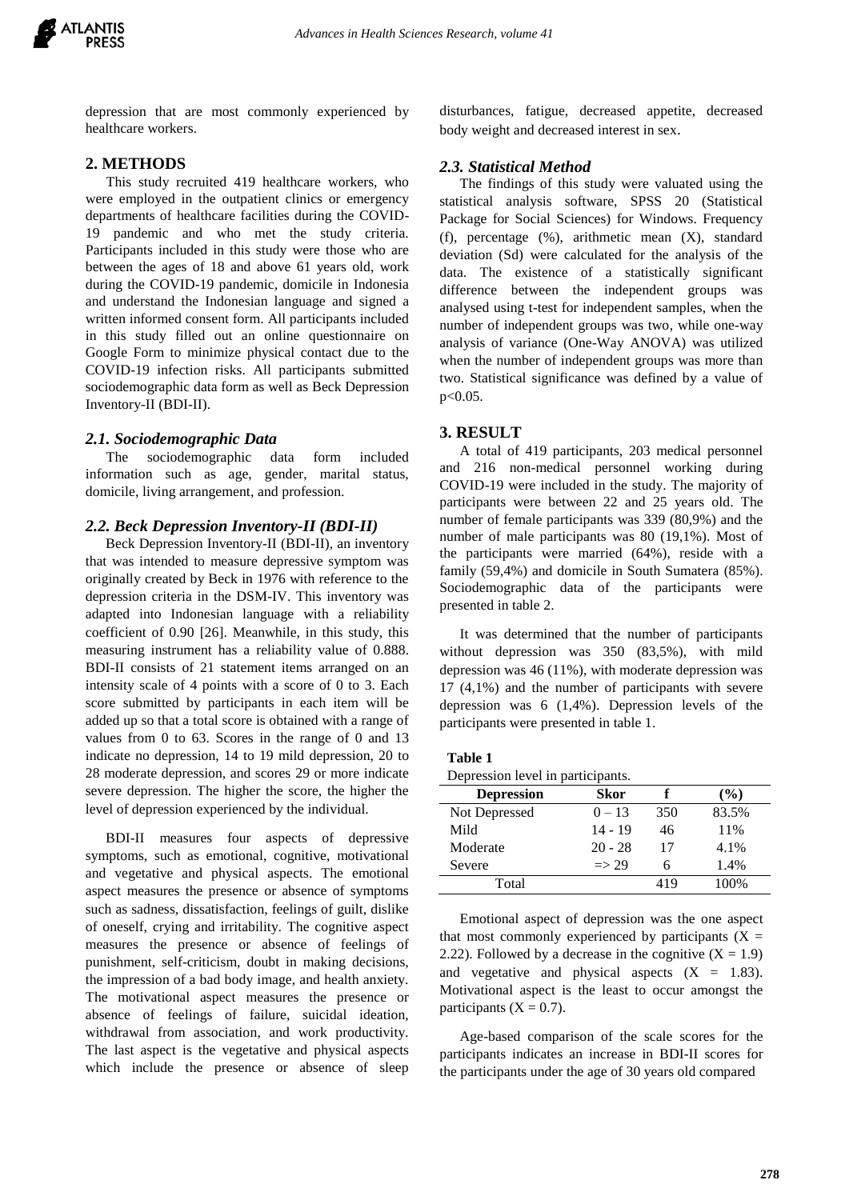depression that are most commonly experienced by healthcare workers.

## 2. METHODS

This study recruited 419 healthcare workers, who were employed in the outpatient clinics or emergency departments of healthcare facilities during the COVID-19 pandemic and who met the study criteria. Participants included in this study were those who are between the ages of 18 and above 61 years old, work during the COVID-19 pandemic, domicile in Indonesia and understand the Indonesian language and signed a written informed consent form. All participants included in this study filled out an online questionnaire on Google Form to minimize physical contact due to the COVID-19 infection risks. All participants submitted sociodemographic data form as well as Beck Depression Inventory-II (BDI-II).

### *2.1. Sociodemographic Data*

The sociodemographic data form included information such as age, gender, marital status, domicile, living arrangement, and profession.

### *2.2. Beck Depression Inventory-II (BDI-II)*

Beck Depression Inventory-II (BDI-II), an inventory that was intended to measure depressive symptom was originally created by Beck in 1976 with reference to the depression criteria in the DSM-IV. This inventory was adapted into Indonesian language with a reliability coefficient of 0.90 [26]. Meanwhile, in this study, this measuring instrument has a reliability value of 0.888. BDI-II consists of 21 statement items arranged on an intensity scale of 4 points with a score of 0 to 3. Each score submitted by participants in each item will be added up so that a total score is obtained with a range of values from 0 to 63. Scores in the range of 0 and 13 indicate no depression, 14 to 19 mild depression, 20 to 28 moderate depression, and scores 29 or more indicate severe depression. The higher the score, the higher the level of depression experienced by the individual.

BDI-II measures four aspects of depressive symptoms, such as emotional, cognitive, motivational and vegetative and physical aspects. The emotional aspect measures the presence or absence of symptoms such as sadness, dissatisfaction, feelings of guilt, dislike of oneself, crying and irritability. The cognitive aspect measures the presence or absence of feelings of punishment, self-criticism, doubt in making decisions, the impression of a bad body image, and health anxiety. The motivational aspect measures the presence or absence of feelings of failure, suicidal ideation, withdrawal from association, and work productivity. The last aspect is the vegetative and physical aspects which include the presence or absence of sleep disturbances, fatigue, decreased appetite, decreased body weight and decreased interest in sex.

### *2.3. Statistical Method*

The findings of this study were valuated using the statistical analysis software, SPSS 20 (Statistical Package for Social Sciences) for Windows. Frequency (f), percentage (%), arithmetic mean (X), standard deviation (Sd) were calculated for the analysis of the data. The existence of a statistically significant difference between the independent groups was analysed using t-test for independent samples, when the number of independent groups was two, while one-way analysis of variance (One-Way ANOVA) was utilized when the number of independent groups was more than two. Statistical significance was defined by a value of $p<0.05$.

## 3. RESULT

A total of 419 participants, 203 medical personnel and 216 non-medical personnel working during COVID-19 were included in the study. The majority of participants were between 22 and 25 years old. The number of female participants was 339 (80,9%) and the number of male participants was 80 (19,1%). Most of the participants were married (64%), reside with a family (59,4%) and domicile in South Sumatera (85%). Sociodemographic data of the participants were presented in table 2.

It was determined that the number of participants without depression was 350 (83,5%), with mild depression was 46 (11%), with moderate depression was 17 (4,1%) and the number of participants with severe depression was 6 (1,4%). Depression levels of the participants were presented in table 1.

**Table 1**

Depression level in participants.

| Depression | Skor | f | (%) |
|---|---|---|---|
| Not Depressed | 0 – 13 | 350 | 83.5% |
| Mild | 14 - 19 | 46 | 11% |
| Moderate | 20 - 28 | 17 | 4.1% |
| Severe | => 29 | 6 | 1.4% |
| Total | | 419 | 100% |

Emotional aspect of depression was the one aspect that most commonly experienced by participants ($X = 2.22$). Followed by a decrease in the cognitive ($X = 1.9$) and vegetative and physical aspects ($X = 1.83$). Motivational aspect is the least to occur amongst the participants ($X = 0.7$).

Age-based comparison of the scale scores for the participants indicates an increase in BDI-II scores for the participants under the age of 30 years old compared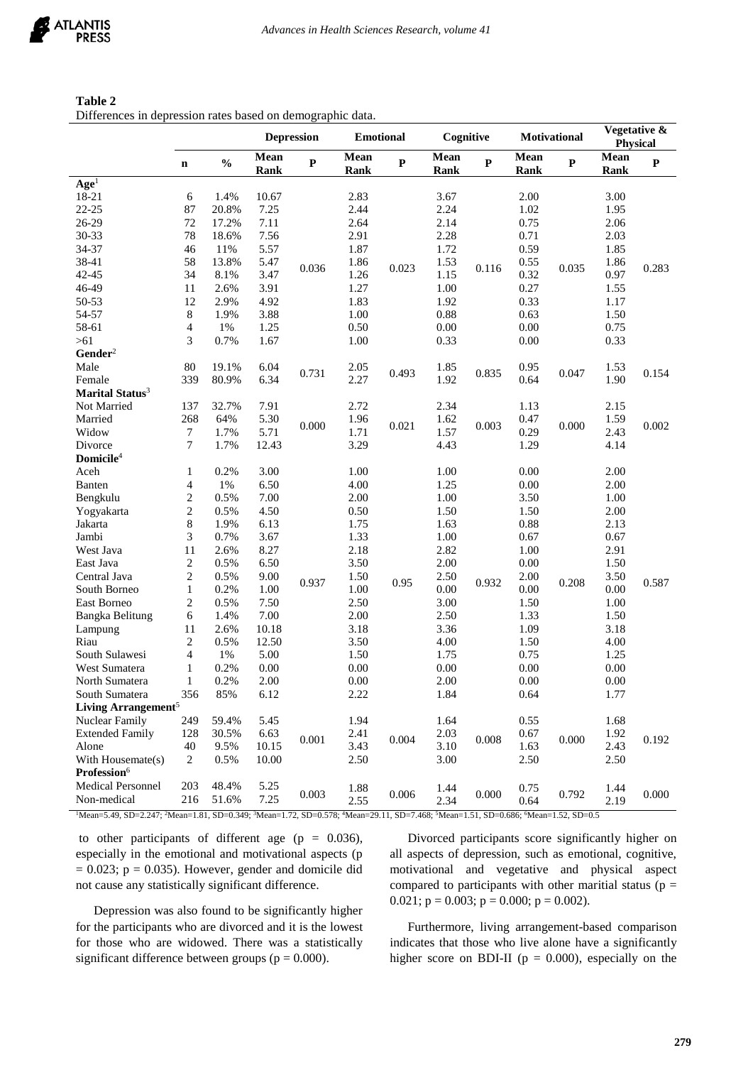**Table 2**

Differences in depression rates based on demographic data.

| | n | % | Depression | | Emotional | | Cognitive | | Motivational | | Vegetative & Physical | |
|---|---|---|---|---|---|---|---|---|---|---|---|---|
| | | | Mean Rank | P | Mean Rank | P | Mean Rank | P | Mean Rank | P | Mean Rank | P |
| **Age**[1] | | | | | | | | | | | | |
| 18-21 | 6 | 1.4% | 10.67 | 0.036 | 2.83 | 0.023 | 3.67 | 0.116 | 2.00 | 0.035 | 3.00 | 0.283 |
| 22-25 | 87 | 20.8% | 7.25 | | 2.44 | | 2.24 | | 1.02 | | 1.95 | |
| 26-29 | 72 | 17.2% | 7.11 | | 2.64 | | 2.14 | | 0.75 | | 2.06 | |
| 30-33 | 78 | 18.6% | 7.56 | | 2.91 | | 2.28 | | 0.71 | | 2.03 | |
| 34-37 | 46 | 11% | 5.57 | | 1.87 | | 1.72 | | 0.59 | | 1.85 | |
| 38-41 | 58 | 13.8% | 5.47 | | 1.86 | | 1.53 | | 0.55 | | 1.86 | |
| 42-45 | 34 | 8.1% | 3.47 | | 1.26 | | 1.15 | | 0.32 | | 0.97 | |
| 46-49 | 11 | 2.6% | 3.91 | | 1.27 | | 1.00 | | 0.27 | | 1.55 | |
| 50-53 | 12 | 2.9% | 4.92 | | 1.83 | | 1.92 | | 0.33 | | 1.17 | |
| 54-57 | 8 | 1.9% | 3.88 | | 1.00 | | 0.88 | | 0.63 | | 1.50 | |
| 58-61 | 4 | 1% | 1.25 | | 0.50 | | 0.00 | | 0.00 | | 0.75 | |
| >61 | 3 | 0.7% | 1.67 | | 1.00 | | 0.33 | | 0.00 | | 0.33 | |
| **Gender**[2] | | | | | | | | | | | | |
| Male | 80 | 19.1% | 6.04 | 0.731 | 2.05 | 0.493 | 1.85 | 0.835 | 0.95 | 0.047 | 1.53 | 0.154 |
| Female | 339 | 80.9% | 6.34 | | 2.27 | | 1.92 | | 0.64 | | 1.90 | |
| **Marital Status**[3] | | | | | | | | | | | | |
| Not Married | 137 | 32.7% | 7.91 | 0.000 | 2.72 | 0.021 | 2.34 | 0.003 | 1.13 | 0.000 | 2.15 | 0.002 |
| Married | 268 | 64% | 5.30 | | 1.96 | | 1.62 | | 0.47 | | 1.59 | |
| Widow | 7 | 1.7% | 5.71 | | 1.71 | | 1.57 | | 0.29 | | 2.43 | |
| Divorce | 7 | 1.7% | 12.43 | | 3.29 | | 4.43 | | 1.29 | | 4.14 | |
| **Domicile**[4] | | | | | | | | | | | | |
| Aceh | 1 | 0.2% | 3.00 | 0.937 | 1.00 | 0.95 | 1.00 | 0.932 | 0.00 | 0.208 | 2.00 | 0.587 |
| Banten | 4 | 1% | 6.50 | | 4.00 | | 1.25 | | 0.00 | | 2.00 | |
| Bengkulu | 2 | 0.5% | 7.00 | | 2.00 | | 1.00 | | 3.50 | | 1.00 | |
| Yogyakarta | 2 | 0.5% | 4.50 | | 0.50 | | 1.50 | | 1.50 | | 2.00 | |
| Jakarta | 8 | 1.9% | 6.13 | | 1.75 | | 1.63 | | 0.88 | | 2.13 | |
| Jambi | 3 | 0.7% | 3.67 | | 1.33 | | 1.00 | | 0.67 | | 0.67 | |
| West Java | 11 | 2.6% | 8.27 | | 2.18 | | 2.82 | | 1.00 | | 2.91 | |
| East Java | 2 | 0.5% | 6.50 | | 3.50 | | 2.00 | | 0.00 | | 1.50 | |
| Central Java | 2 | 0.5% | 9.00 | | 1.50 | | 2.50 | | 2.00 | | 3.50 | |
| South Borneo | 1 | 0.2% | 1.00 | | 1.00 | | 0.00 | | 0.00 | | 0.00 | |
| East Borneo | 2 | 0.5% | 7.50 | | 2.50 | | 3.00 | | 1.50 | | 1.00 | |
| Bangka Belitung | 6 | 1.4% | 7.00 | | 2.00 | | 2.50 | | 1.33 | | 1.50 | |
| Lampung | 11 | 2.6% | 10.18 | | 3.18 | | 3.36 | | 1.09 | | 3.18 | |
| Riau | 2 | 0.5% | 12.50 | | 3.50 | | 4.00 | | 1.50 | | 4.00 | |
| South Sulawesi | 4 | 1% | 5.00 | | 1.50 | | 1.75 | | 0.75 | | 1.25 | |
| West Sumatera | 1 | 0.2% | 0.00 | | 0.00 | | 0.00 | | 0.00 | | 0.00 | |
| North Sumatera | 1 | 0.2% | 2.00 | | 0.00 | | 2.00 | | 0.00 | | 0.00 | |
| South Sumatera | 356 | 85% | 6.12 | | 2.22 | | 1.84 | | 0.64 | | 1.77 | |
| **Living Arrangement**[5] | | | | | | | | | | | | |
| Nuclear Family | 249 | 59.4% | 5.45 | 0.001 | 1.94 | 0.004 | 1.64 | 0.008 | 0.55 | 0.000 | 1.68 | 0.192 |
| Extended Family | 128 | 30.5% | 6.63 | | 2.41 | | 2.03 | | 0.67 | | 1.92 | |
| Alone | 40 | 9.5% | 10.15 | | 3.43 | | 3.10 | | 1.63 | | 2.43 | |
| With Housemate(s) | 2 | 0.5% | 10.00 | | 2.50 | | 3.00 | | 2.50 | | 2.50 | |
| **Profession**[6] | | | | | | | | | | | | |
| Medical Personnel | 203 | 48.4% | 5.25 | 0.003 | 1.88 | 0.006 | 1.44 | 0.000 | 0.75 | 0.792 | 1.44 | 0.000 |
| Non-medical | 216 | 51.6% | 7.25 | | 2.55 | | 2.34 | | 0.64 | | 2.19 | |

[1]Mean=5.49, SD=2.247; [2]Mean=1.81, SD=0.349; [3]Mean=1.72, SD=0.578; [4]Mean=29.11, SD=7.468; [5]Mean=1.51, SD=0.686; [6]Mean=1.52, SD=0.5

to other participants of different age ($p = 0.036$), especially in the emotional and motivational aspects ($p = 0.023$; $p = 0.035$). However, gender and domicile did not cause any statistically significant difference.

Depression was also found to be significantly higher for the participants who are divorced and it is the lowest for those who are widowed. There was a statistically significant difference between groups ($p = 0.000$).

Divorced participants score significantly higher on all aspects of depression, such as emotional, cognitive, motivational and vegetative and physical aspect compared to participants with other maritial status ($p = 0.021$; $p = 0.003$; $p = 0.000$; $p = 0.002$).

Furthermore, living arrangement-based comparison indicates that those who live alone have a significantly higher score on BDI-II ($p = 0.000$), especially on the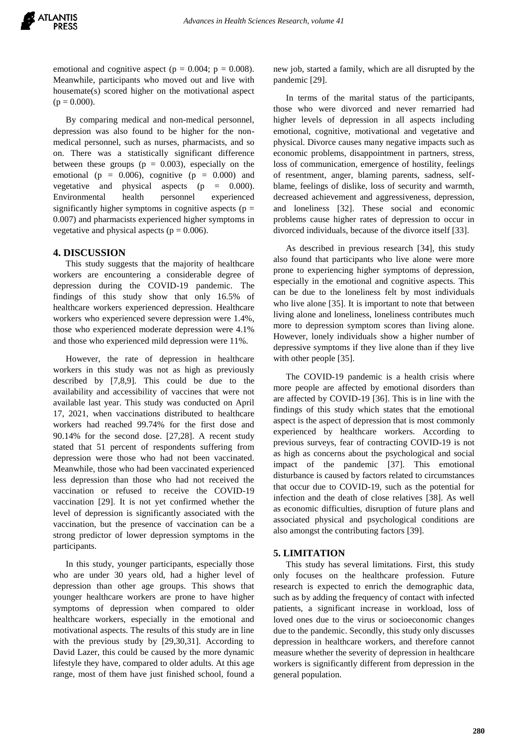emotional and cognitive aspect ($p = 0.004$; $p = 0.008$). Meanwhile, participants who moved out and live with housemate(s) scored higher on the motivational aspect ($p = 0.000$).

By comparing medical and non-medical personnel, depression was also found to be higher for the non-medical personnel, such as nurses, pharmacists, and so on. There was a statistically significant difference between these groups ($p = 0.003$), especially on the emotional ($p = 0.006$), cognitive ($p = 0.000$) and vegetative and physical aspects ($p = 0.000$). Environmental health personnel experienced significantly higher symptoms in cognitive aspects ($p = 0.007$) and pharmacists experienced higher symptoms in vegetative and physical aspects ($p = 0.006$).

## 4. DISCUSSION

This study suggests that the majority of healthcare workers are encountering a considerable degree of depression during the COVID-19 pandemic. The findings of this study show that only 16.5% of healthcare workers experienced depression. Healthcare workers who experienced severe depression were 1.4%, those who experienced moderate depression were 4.1% and those who experienced mild depression were 11%.

However, the rate of depression in healthcare workers in this study was not as high as previously described by [7,8,9]. This could be due to the availability and accessibility of vaccines that were not available last year. This study was conducted on April 17, 2021, when vaccinations distributed to healthcare workers had reached 99.74% for the first dose and 90.14% for the second dose. [27,28]. A recent study stated that 51 percent of respondents suffering from depression were those who had not been vaccinated. Meanwhile, those who had been vaccinated experienced less depression than those who had not received the vaccination or refused to receive the COVID-19 vaccination [29]. It is not yet confirmed whether the level of depression is significantly associated with the vaccination, but the presence of vaccination can be a strong predictor of lower depression symptoms in the participants.

In this study, younger participants, especially those who are under 30 years old, had a higher level of depression than other age groups. This shows that younger healthcare workers are prone to have higher symptoms of depression when compared to older healthcare workers, especially in the emotional and motivational aspects. The results of this study are in line with the previous study by [29,30,31]. According to David Lazer, this could be caused by the more dynamic lifestyle they have, compared to older adults. At this age range, most of them have just finished school, found a new job, started a family, which are all disrupted by the pandemic [29].

In terms of the marital status of the participants, those who were divorced and never remarried had higher levels of depression in all aspects including emotional, cognitive, motivational and vegetative and physical. Divorce causes many negative impacts such as economic problems, disappointment in partners, stress, loss of communication, emergence of hostility, feelings of resentment, anger, blaming parents, sadness, self-blame, feelings of dislike, loss of security and warmth, decreased achievement and aggressiveness, depression, and loneliness [32]. These social and economic problems cause higher rates of depression to occur in divorced individuals, because of the divorce itself [33].

As described in previous research [34], this study also found that participants who live alone were more prone to experiencing higher symptoms of depression, especially in the emotional and cognitive aspects. This can be due to the loneliness felt by most individuals who live alone [35]. It is important to note that between living alone and loneliness, loneliness contributes much more to depression symptom scores than living alone. However, lonely individuals show a higher number of depressive symptoms if they live alone than if they live with other people [35].

The COVID-19 pandemic is a health crisis where more people are affected by emotional disorders than are affected by COVID-19 [36]. This is in line with the findings of this study which states that the emotional aspect is the aspect of depression that is most commonly experienced by healthcare workers. According to previous surveys, fear of contracting COVID-19 is not as high as concerns about the psychological and social impact of the pandemic [37]. This emotional disturbance is caused by factors related to circumstances that occur due to COVID-19, such as the potential for infection and the death of close relatives [38]. As well as economic difficulties, disruption of future plans and associated physical and psychological conditions are also amongst the contributing factors [39].

## 5. LIMITATION

This study has several limitations. First, this study only focuses on the healthcare profession. Future research is expected to enrich the demographic data, such as by adding the frequency of contact with infected patients, a significant increase in workload, loss of loved ones due to the virus or socioeconomic changes due to the pandemic. Secondly, this study only discusses depression in healthcare workers, and therefore cannot measure whether the severity of depression in healthcare workers is significantly different from depression in the general population.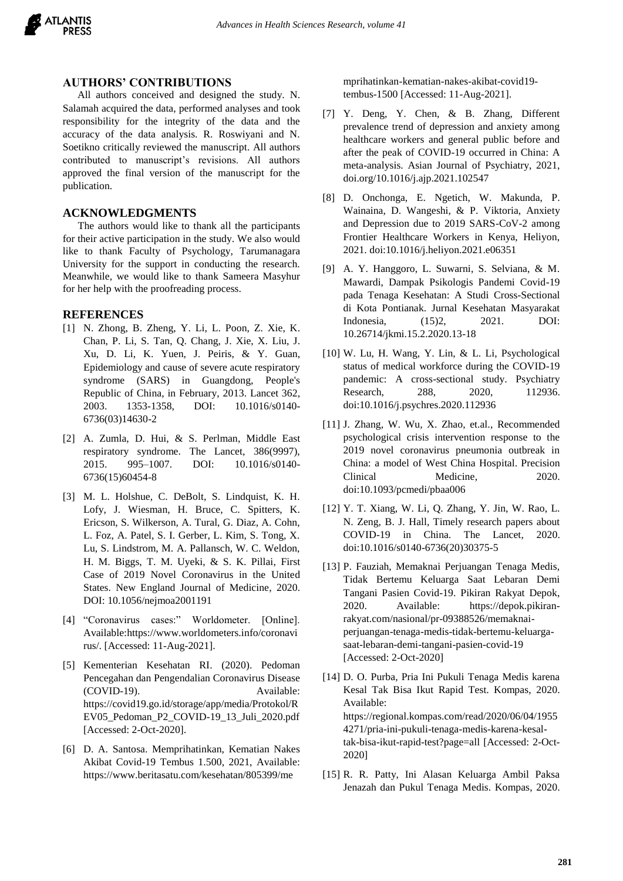## AUTHORS' CONTRIBUTIONS

All authors conceived and designed the study. N. Salamah acquired the data, performed analyses and took responsibility for the integrity of the data and the accuracy of the data analysis. R. Roswiyani and N. Soetikno critically reviewed the manuscript. All authors contributed to manuscript's revisions. All authors approved the final version of the manuscript for the publication.

## ACKNOWLEDGMENTS

The authors would like to thank all the participants for their active participation in the study. We also would like to thank Faculty of Psychology, Tarumanagara University for the support in conducting the research. Meanwhile, we would like to thank Sameera Masyhur for her help with the proofreading process.

## REFERENCES

[1] N. Zhong, B. Zheng, Y. Li, L. Poon, Z. Xie, K. Chan, P. Li, S. Tan, Q. Chang, J. Xie, X. Liu, J. Xu, D. Li, K. Yuen, J. Peiris, & Y. Guan, Epidemiology and cause of severe acute respiratory syndrome (SARS) in Guangdong, People's Republic of China, in February, 2013. Lancet 362, 2003. 1353-1358, DOI: 10.1016/s0140-6736(03)14630-2

[2] A. Zumla, D. Hui, & S. Perlman, Middle East respiratory syndrome. The Lancet, 386(9997), 2015. 995–1007. DOI: 10.1016/s0140-6736(15)60454-8

[3] M. L. Holshue, C. DeBolt, S. Lindquist, K. H. Lofy, J. Wiesman, H. Bruce, C. Spitters, K. Ericson, S. Wilkerson, A. Tural, G. Diaz, A. Cohn, L. Foz, A. Patel, S. I. Gerber, L. Kim, S. Tong, X. Lu, S. Lindstrom, M. A. Pallansch, W. C. Weldon, H. M. Biggs, T. M. Uyeki, & S. K. Pillai, First Case of 2019 Novel Coronavirus in the United States. New England Journal of Medicine, 2020. DOI: 10.1056/nejmoa2001191

[4] "Coronavirus cases:" Worldometer. [Online]. Available:https://www.worldometers.info/coronavirus/. [Accessed: 11-Aug-2021].

[5] Kementerian Kesehatan RI. (2020). Pedoman Pencegahan dan Pengendalian Coronavirus Disease (COVID-19). Available: https://covid19.go.id/storage/app/media/Protokol/REV05_Pedoman_P2_COVID-19_13_Juli_2020.pdf [Accessed: 2-Oct-2020].

[6] D. A. Santosa. Memprihatinkan, Kematian Nakes Akibat Covid-19 Tembus 1.500, 2021, Available: https://www.beritasatu.com/kesehatan/805399/memprihatinkan-kematian-nakes-akibat-covid19-tembus-1500 [Accessed: 11-Aug-2021].

[7] Y. Deng, Y. Chen, & B. Zhang, Different prevalence trend of depression and anxiety among healthcare workers and general public before and after the peak of COVID-19 occurred in China: A meta-analysis. Asian Journal of Psychiatry, 2021, doi.org/10.1016/j.ajp.2021.102547

[8] D. Onchonga, E. Ngetich, W. Makunda, P. Wainaina, D. Wangeshi, & P. Viktoria, Anxiety and Depression due to 2019 SARS-CoV-2 among Frontier Healthcare Workers in Kenya, Heliyon, 2021. doi:10.1016/j.heliyon.2021.e06351

[9] A. Y. Hanggoro, L. Suwarni, S. Selviana, & M. Mawardi, Dampak Psikologis Pandemi Covid-19 pada Tenaga Kesehatan: A Studi Cross-Sectional di Kota Pontianak. Jurnal Kesehatan Masyarakat Indonesia, (15)2, 2021. DOI: 10.26714/jkmi.15.2.2020.13-18

[10] W. Lu, H. Wang, Y. Lin, & L. Li, Psychological status of medical workforce during the COVID-19 pandemic: A cross-sectional study. Psychiatry Research, 288, 2020, 112936. doi:10.1016/j.psychres.2020.112936

[11] J. Zhang, W. Wu, X. Zhao, et.al., Recommended psychological crisis intervention response to the 2019 novel coronavirus pneumonia outbreak in China: a model of West China Hospital. Precision Clinical Medicine, 2020. doi:10.1093/pcmedi/pbaa006

[12] Y. T. Xiang, W. Li, Q. Zhang, Y. Jin, W. Rao, L. N. Zeng, B. J. Hall, Timely research papers about COVID-19 in China. The Lancet, 2020. doi:10.1016/s0140-6736(20)30375-5

[13] P. Fauziah, Memaknai Perjuangan Tenaga Medis, Tidak Bertemu Keluarga Saat Lebaran Demi Tangani Pasien Covid-19. Pikiran Rakyat Depok, 2020. Available: https://depok.pikiran-rakyat.com/nasional/pr-09388526/memaknai-perjuangan-tenaga-medis-tidak-bertemu-keluarga-saat-lebaran-demi-tangani-pasien-covid-19 [Accessed: 2-Oct-2020]

[14] D. O. Purba, Pria Ini Pukuli Tenaga Medis karena Kesal Tak Bisa Ikut Rapid Test. Kompas, 2020. Available: https://regional.kompas.com/read/2020/06/04/19554271/pria-ini-pukuli-tenaga-medis-karena-kesal-tak-bisa-ikut-rapid-test?page=all [Accessed: 2-Oct-2020]

[15] R. R. Patty, Ini Alasan Keluarga Ambil Paksa Jenazah dan Pukul Tenaga Medis. Kompas, 2020.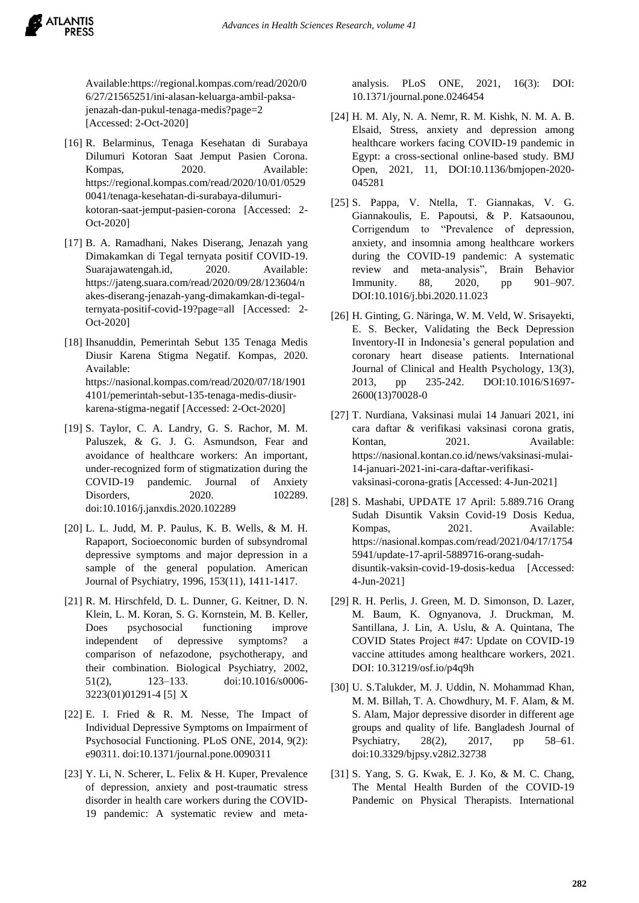Available:https://regional.kompas.com/read/2020/06/27/21565251/ini-alasan-keluarga-ambil-paksa-jenazah-dan-pukul-tenaga-medis?page=2 [Accessed: 2-Oct-2020]

[16] R. Belarminus, Tenaga Kesehatan di Surabaya Dilumuri Kotoran Saat Jemput Pasien Corona. Kompas, 2020. Available: https://regional.kompas.com/read/2020/10/01/05290041/tenaga-kesehatan-di-surabaya-dilumuri-kotoran-saat-jemput-pasien-corona [Accessed: 2-Oct-2020]

[17] B. A. Ramadhani, Nakes Diserang, Jenazah yang Dimakamkan di Tegal ternyata positif COVID-19. Suarajawatengah.id, 2020. Available: https://jateng.suara.com/read/2020/09/28/123604/nakes-diserang-jenazah-yang-dimakamkan-di-tegal-ternyata-positif-covid-19?page=all [Accessed: 2-Oct-2020]

[18] Ihsanuddin, Pemerintah Sebut 135 Tenaga Medis Diusir Karena Stigma Negatif. Kompas, 2020. Available: https://nasional.kompas.com/read/2020/07/18/19014101/pemerintah-sebut-135-tenaga-medis-diusir-karena-stigma-negatif [Accessed: 2-Oct-2020]

[19] S. Taylor, C. A. Landry, G. S. Rachor, M. M. Paluszek, & G. J. G. Asmundson, Fear and avoidance of healthcare workers: An important, under-recognized form of stigmatization during the COVID-19 pandemic. Journal of Anxiety Disorders, 2020. 102289. doi:10.1016/j.janxdis.2020.102289

[20] L. L. Judd, M. P. Paulus, K. B. Wells, & M. H. Rapaport, Socioeconomic burden of subsyndromal depressive symptoms and major depression in a sample of the general population. American Journal of Psychiatry, 1996, 153(11), 1411-1417.

[21] R. M. Hirschfeld, D. L. Dunner, G. Keitner, D. N. Klein, L. M. Koran, S. G. Kornstein, M. B. Keller, Does psychosocial functioning improve independent of depressive symptoms? a comparison of nefazodone, psychotherapy, and their combination. Biological Psychiatry, 2002, 51(2), 123–133. doi:10.1016/s0006-3223(01)01291-4 [5] X

[22] E. I. Fried & R. M. Nesse, The Impact of Individual Depressive Symptoms on Impairment of Psychosocial Functioning. PLoS ONE, 2014, 9(2): e90311. doi:10.1371/journal.pone.0090311

[23] Y. Li, N. Scherer, L. Felix & H. Kuper, Prevalence of depression, anxiety and post-traumatic stress disorder in health care workers during the COVID-19 pandemic: A systematic review and meta-analysis. PLoS ONE, 2021, 16(3): DOI: 10.1371/journal.pone.0246454

[24] H. M. Aly, N. A. Nemr, R. M. Kishk, N. M. A. B. Elsaid, Stress, anxiety and depression among healthcare workers facing COVID-19 pandemic in Egypt: a cross-sectional online-based study. BMJ Open, 2021, 11, DOI:10.1136/bmjopen-2020-045281

[25] S. Pappa, V. Ntella, T. Giannakas, V. G. Giannakoulis, E. Papoutsi, & P. Katsaounou, Corrigendum to "Prevalence of depression, anxiety, and insomnia among healthcare workers during the COVID-19 pandemic: A systematic review and meta-analysis", Brain Behavior Immunity. 88, 2020, pp 901–907. DOI:10.1016/j.bbi.2020.11.023

[26] H. Ginting, G. Näringa, W. M. Veld, W. Srisayekti, E. S. Becker, Validating the Beck Depression Inventory-II in Indonesia's general population and coronary heart disease patients. International Journal of Clinical and Health Psychology, 13(3), 2013, pp 235-242. DOI:10.1016/S1697-2600(13)70028-0

[27] T. Nurdiana, Vaksinasi mulai 14 Januari 2021, ini cara daftar & verifikasi vaksinasi corona gratis, Kontan, 2021. Available: https://nasional.kontan.co.id/news/vaksinasi-mulai-14-januari-2021-ini-cara-daftar-verifikasi-vaksinasi-corona-gratis [Accessed: 4-Jun-2021]

[28] S. Mashabi, UPDATE 17 April: 5.889.716 Orang Sudah Disuntik Vaksin Covid-19 Dosis Kedua, Kompas, 2021. Available: https://nasional.kompas.com/read/2021/04/17/17545941/update-17-april-5889716-orang-sudah-disuntik-vaksin-covid-19-dosis-kedua [Accessed: 4-Jun-2021]

[29] R. H. Perlis, J. Green, M. D. Simonson, D. Lazer, M. Baum, K. Ognyanova, J. Druckman, M. Santillana, J. Lin, A. Uslu, & A. Quintana, The COVID States Project #47: Update on COVID-19 vaccine attitudes among healthcare workers, 2021. DOI: 10.31219/osf.io/p4q9h

[30] U. S.Talukder, M. J. Uddin, N. Mohammad Khan, M. M. Billah, T. A. Chowdhury, M. F. Alam, & M. S. Alam, Major depressive disorder in different age groups and quality of life. Bangladesh Journal of Psychiatry, 28(2), 2017, pp 58–61. doi:10.3329/bjpsy.v28i2.32738

[31] S. Yang, S. G. Kwak, E. J. Ko, & M. C. Chang, The Mental Health Burden of the COVID-19 Pandemic on Physical Therapists. International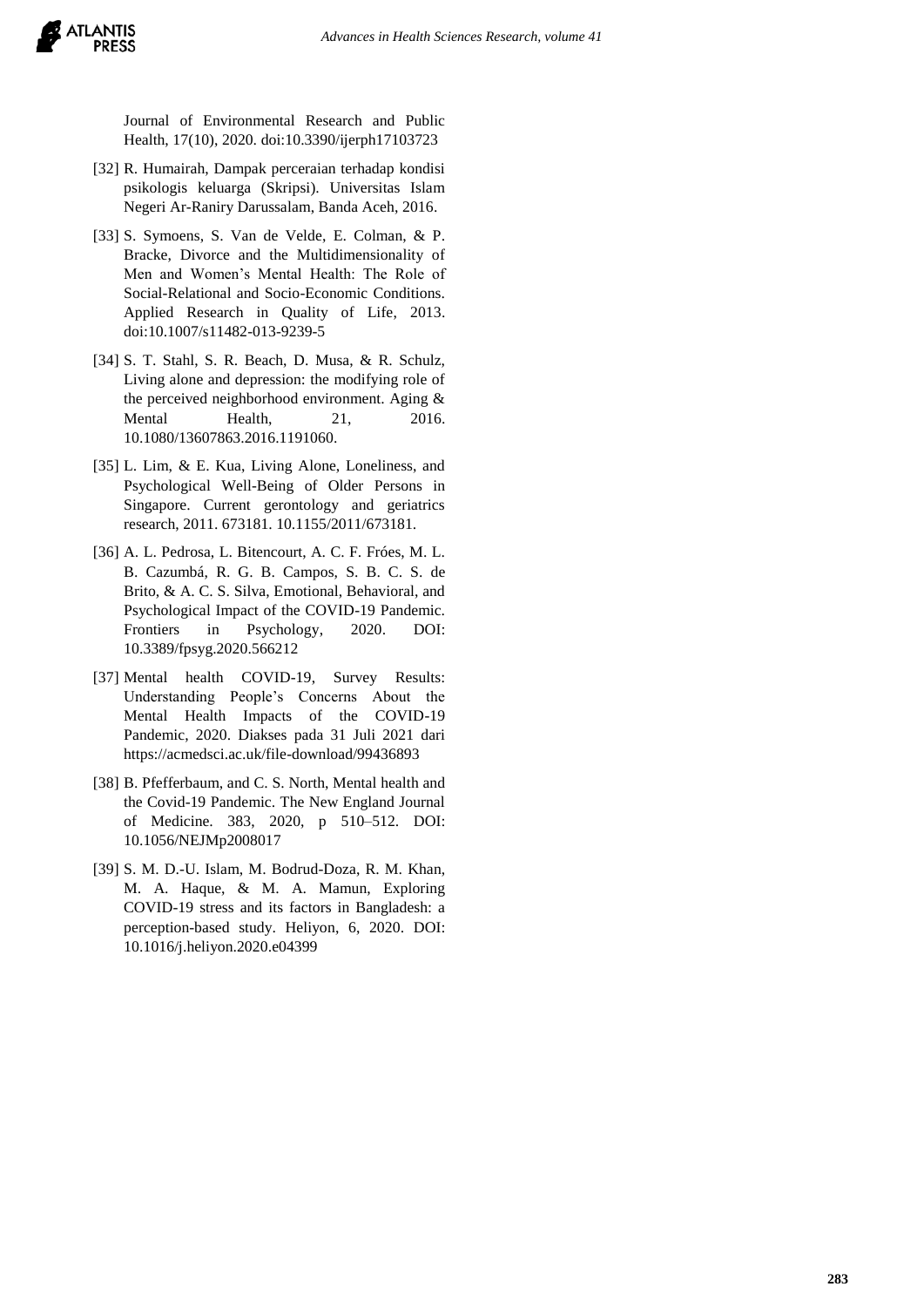Journal of Environmental Research and Public Health, 17(10), 2020. doi:10.3390/ijerph17103723

[32] R. Humairah, Dampak perceraian terhadap kondisi psikologis keluarga (Skripsi). Universitas Islam Negeri Ar-Raniry Darussalam, Banda Aceh, 2016.

[33] S. Symoens, S. Van de Velde, E. Colman, & P. Bracke, Divorce and the Multidimensionality of Men and Women's Mental Health: The Role of Social-Relational and Socio-Economic Conditions. Applied Research in Quality of Life, 2013. doi:10.1007/s11482-013-9239-5

[34] S. T. Stahl, S. R. Beach, D. Musa, & R. Schulz, Living alone and depression: the modifying role of the perceived neighborhood environment. Aging & Mental Health, 21, 2016. 10.1080/13607863.2016.1191060.

[35] L. Lim, & E. Kua, Living Alone, Loneliness, and Psychological Well-Being of Older Persons in Singapore. Current gerontology and geriatrics research, 2011. 673181. 10.1155/2011/673181.

[36] A. L. Pedrosa, L. Bitencourt, A. C. F. Fróes, M. L. B. Cazumbá, R. G. B. Campos, S. B. C. S. de Brito, & A. C. S. Silva, Emotional, Behavioral, and Psychological Impact of the COVID-19 Pandemic. Frontiers in Psychology, 2020. DOI: 10.3389/fpsyg.2020.566212

[37] Mental health COVID-19, Survey Results: Understanding People's Concerns About the Mental Health Impacts of the COVID-19 Pandemic, 2020. Diakses pada 31 Juli 2021 dari https://acmedsci.ac.uk/file-download/99436893

[38] B. Pfefferbaum, and C. S. North, Mental health and the Covid-19 Pandemic. The New England Journal of Medicine. 383, 2020, p 510–512. DOI: 10.1056/NEJMp2008017

[39] S. M. D.-U. Islam, M. Bodrud-Doza, R. M. Khan, M. A. Haque, & M. A. Mamun, Exploring COVID-19 stress and its factors in Bangladesh: a perception-based study. Heliyon, 6, 2020. DOI: 10.1016/j.heliyon.2020.e04399